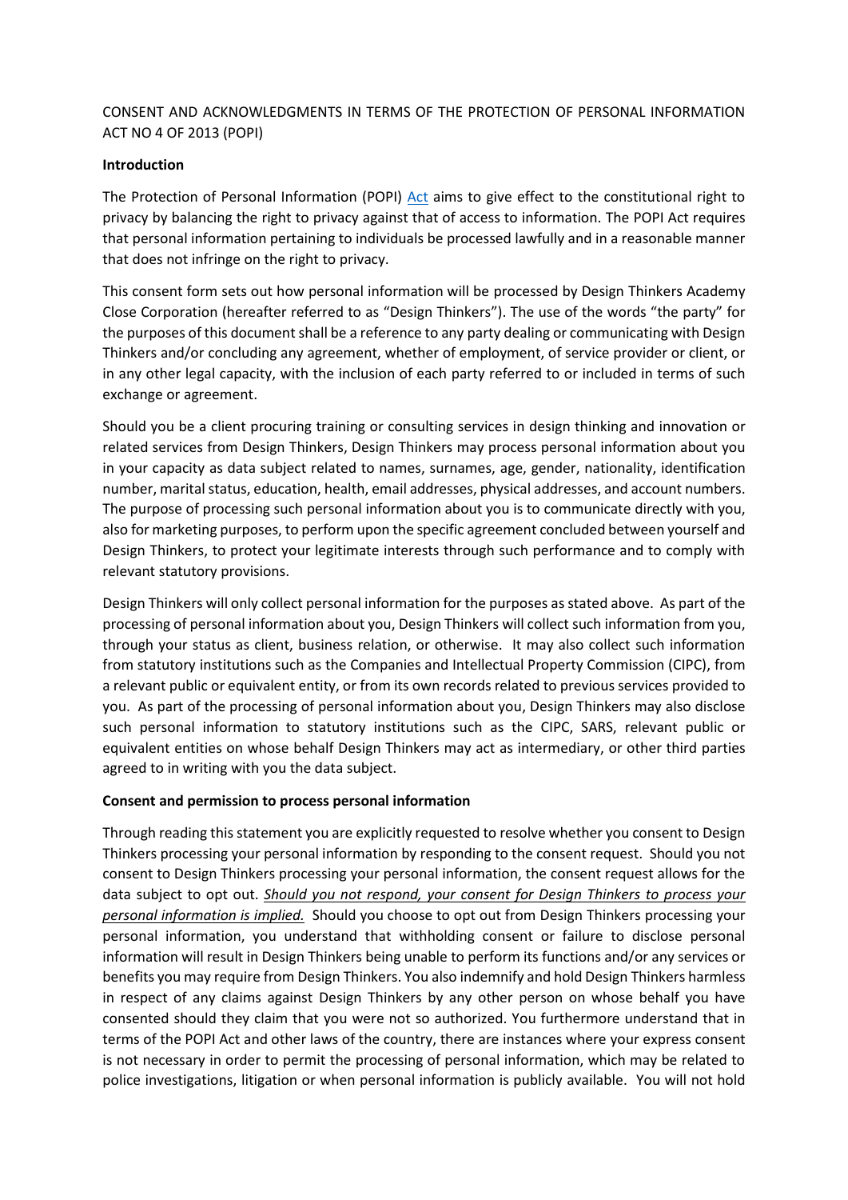CONSENT AND ACKNOWLEDGMENTS IN TERMS OF THE PROTECTION OF PERSONAL INFORMATION ACT NO 4 OF 2013 (POPI)

**Introduction**

The Protection of Personal Information (POPI) Act aims to give effect to the constitutional right to privacy by balancing the right to privacy against that of access to information. The POPI Act requires that personal information pertaining to individuals be processed lawfully and in a reasonable manner that does not infringe on the right to privacy.

This consent form sets out how personal information will be processed by Design Thinkers Academy Close Corporation (hereafter referred to as "Design Thinkers"). The use of the words "the party" for the purposes of this document shall be a reference to any party dealing or communicating with Design Thinkers and/or concluding any agreement, whether of employment, of service provider or client, or in any other legal capacity, with the inclusion of each party referred to or included in terms of such exchange or agreement.

Should you be a client procuring training or consulting services in design thinking and innovation or related services from Design Thinkers, Design Thinkers may process personal information about you in your capacity as data subject related to names, surnames, age, gender, nationality, identification number, marital status, education, health, email addresses, physical addresses, and account numbers. The purpose of processing such personal information about you is to communicate directly with you, also for marketing purposes, to perform upon the specific agreement concluded between yourself and Design Thinkers, to protect your legitimate interests through such performance and to comply with relevant statutory provisions.

Design Thinkers will only collect personal information for the purposes as stated above. As part of the processing of personal information about you, Design Thinkers will collect such information from you, through your status as client, business relation, or otherwise. It may also collect such information from statutory institutions such as the Companies and Intellectual Property Commission (CIPC), from a relevant public or equivalent entity, or from its own records related to previous services provided to you. As part of the processing of personal information about you, Design Thinkers may also disclose such personal information to statutory institutions such as the CIPC, SARS, relevant public or equivalent entities on whose behalf Design Thinkers may act as intermediary, or other third parties agreed to in writing with you the data subject.

**Consent and permission to process personal information**

Through reading this statement you are explicitly requested to resolve whether you consent to Design Thinkers processing your personal information by responding to the consent request. Should you not consent to Design Thinkers processing your personal information, the consent request allows for the data subject to opt out. ***Should you not respond, your consent for Design Thinkers to process your personal information is implied.*** Should you choose to opt out from Design Thinkers processing your personal information, you understand that withholding consent or failure to disclose personal information will result in Design Thinkers being unable to perform its functions and/or any services or benefits you may require from Design Thinkers. You also indemnify and hold Design Thinkers harmless in respect of any claims against Design Thinkers by any other person on whose behalf you have consented should they claim that you were not so authorized. You furthermore understand that in terms of the POPI Act and other laws of the country, there are instances where your express consent is not necessary in order to permit the processing of personal information, which may be related to police investigations, litigation or when personal information is publicly available. You will not hold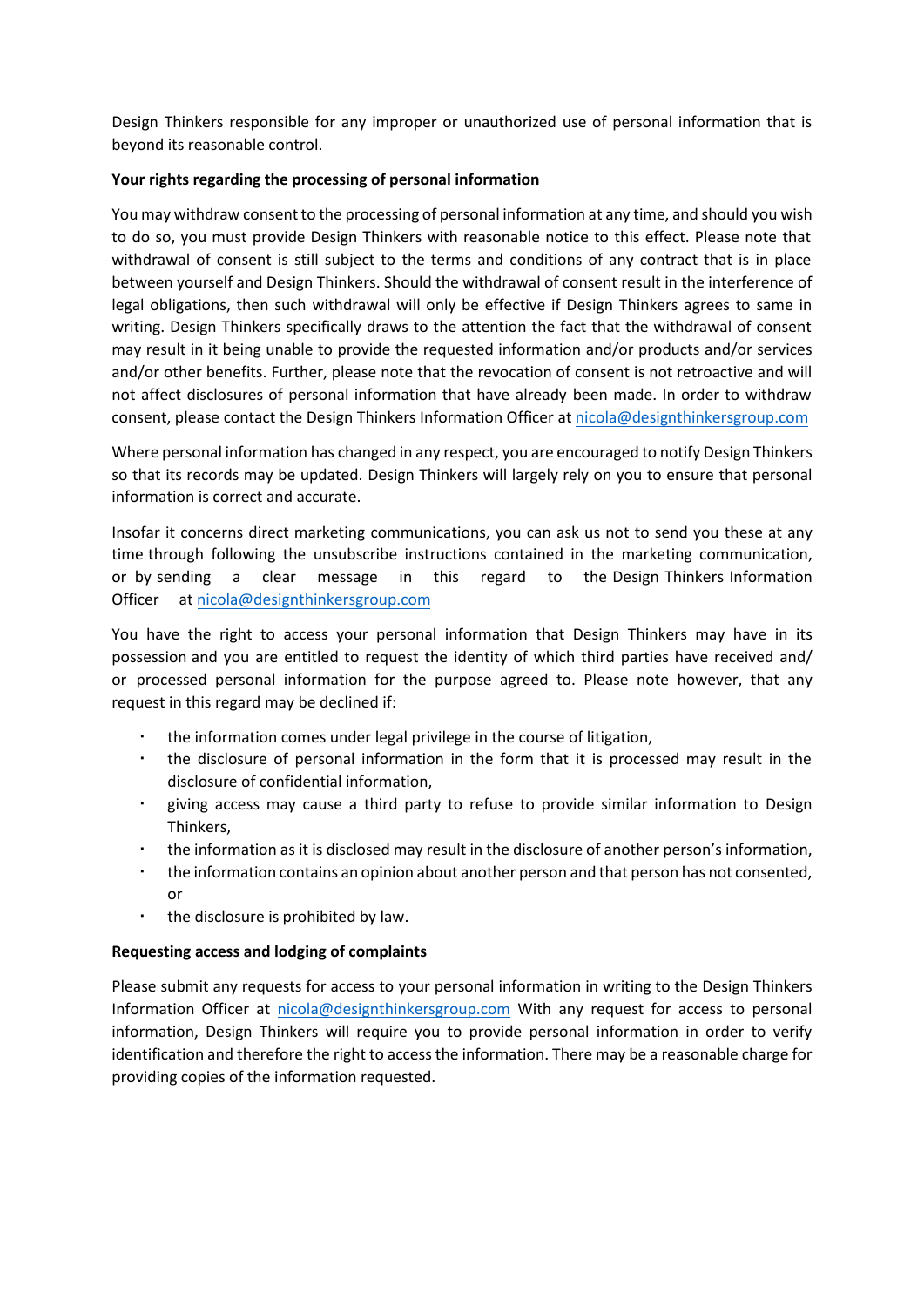Design Thinkers responsible for any improper or unauthorized use of personal information that is beyond its reasonable control.

**Your rights regarding the processing of personal information**

You may withdraw consent to the processing of personal information at any time, and should you wish to do so, you must provide Design Thinkers with reasonable notice to this effect. Please note that withdrawal of consent is still subject to the terms and conditions of any contract that is in place between yourself and Design Thinkers. Should the withdrawal of consent result in the interference of legal obligations, then such withdrawal will only be effective if Design Thinkers agrees to same in writing. Design Thinkers specifically draws to the attention the fact that the withdrawal of consent may result in it being unable to provide the requested information and/or products and/or services and/or other benefits. Further, please note that the revocation of consent is not retroactive and will not affect disclosures of personal information that have already been made. In order to withdraw consent, please contact the Design Thinkers Information Officer at nicola@designthinkersgroup.com

Where personal information has changed in any respect, you are encouraged to notify Design Thinkers so that its records may be updated. Design Thinkers will largely rely on you to ensure that personal information is correct and accurate.

Insofar it concerns direct marketing communications, you can ask us not to send you these at any time through following the unsubscribe instructions contained in the marketing communication, or by sending a clear message in this regard to the Design Thinkers Information Officer at nicola@designthinkersgroup.com

You have the right to access your personal information that Design Thinkers may have in its possession and you are entitled to request the identity of which third parties have received and/ or processed personal information for the purpose agreed to. Please note however, that any request in this regard may be declined if:

- the information comes under legal privilege in the course of litigation,
- the disclosure of personal information in the form that it is processed may result in the disclosure of confidential information,
- giving access may cause a third party to refuse to provide similar information to Design Thinkers,
- the information as it is disclosed may result in the disclosure of another person's information,
- the information contains an opinion about another person and that person has not consented, or
- the disclosure is prohibited by law.

**Requesting access and lodging of complaints**

Please submit any requests for access to your personal information in writing to the Design Thinkers Information Officer at nicola@designthinkersgroup.com With any request for access to personal information, Design Thinkers will require you to provide personal information in order to verify identification and therefore the right to access the information. There may be a reasonable charge for providing copies of the information requested.